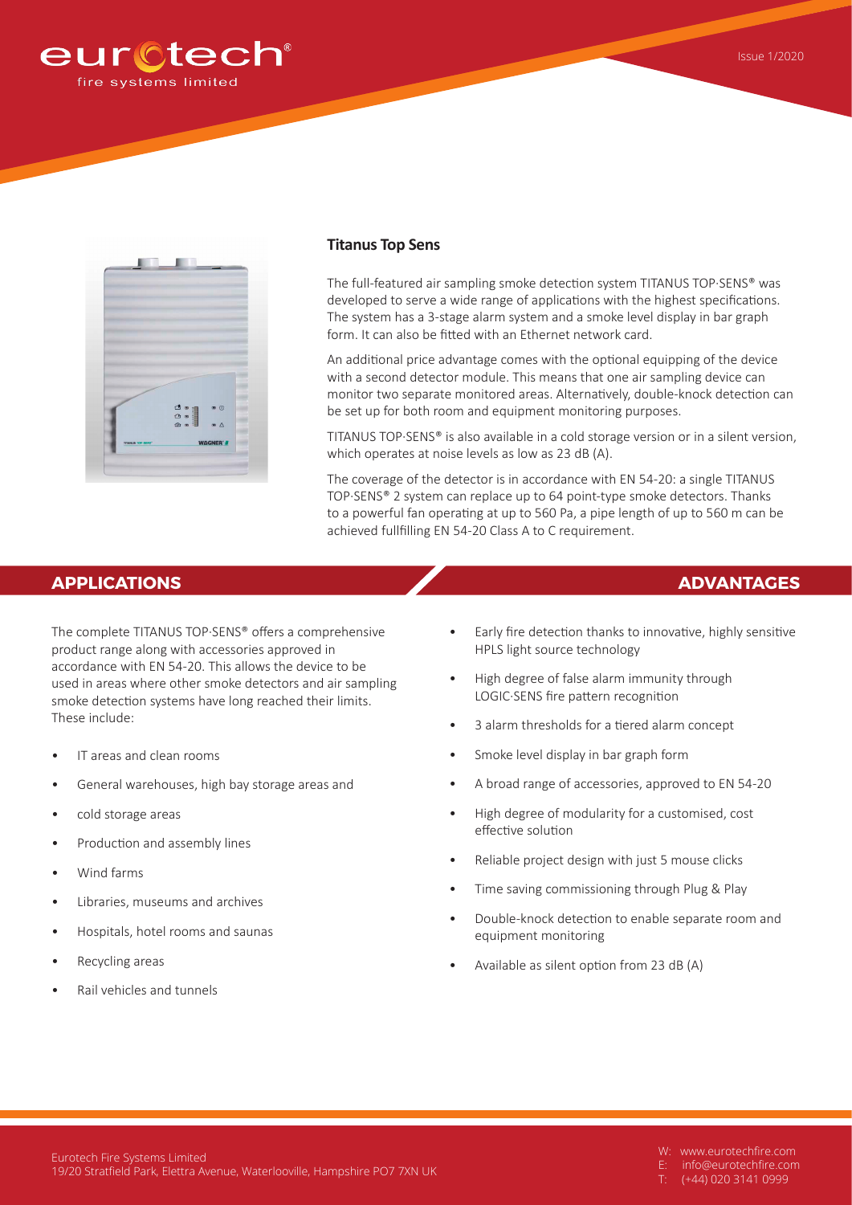Issue 1/2020

## Titanus Top Sens

The full-featured air sampling smoke detection system TITANUS TOP·SENS® was developed to serve a wide range of applications with the highest specifications. The system has a 3-stage alarm system and a smoke level display in bar graph form. It can also be fitted with an Ethernet network card.

An additional price advantage comes with the optional equipping of the device with a second detector module. This means that one air sampling device can monitor two separate monitored areas. Alternatively, double-knock detection can be set up for both room and equipment monitoring purposes.

TITANUS TOP·SENS® is also available in a cold storage version or in a silent version, which operates at noise levels as low as 23 dB (A).

The coverage of the detector is in accordance with EN 54-20: a single TITANUS TOP·SENS® 2 system can replace up to 64 point-type smoke detectors. Thanks to a powerful fan operating at up to 560 Pa, a pipe length of up to 560 m can be achieved fullfilling EN 54-20 Class A to C requirement.

## APPLICATIONS

The complete TITANUS TOP·SENS® offers a comprehensive product range along with accessories approved in accordance with EN 54-20. This allows the device to be used in areas where other smoke detectors and air sampling smoke detection systems have long reached their limits. These include:

- IT areas and clean rooms
- General warehouses, high bay storage areas and
- cold storage areas
- Production and assembly lines
- Wind farms
- Libraries, museums and archives
- Hospitals, hotel rooms and saunas
- Recycling areas
- Rail vehicles and tunnels

## ADVANTAGES

- Early fire detection thanks to innovative, highly sensitive HPLS light source technology
- High degree of false alarm immunity through LOGIC·SENS fire pattern recognition
- 3 alarm thresholds for a tiered alarm concept
- Smoke level display in bar graph form
- A broad range of accessories, approved to EN 54-20
- High degree of modularity for a customised, cost effective solution
- Reliable project design with just 5 mouse clicks
- Time saving commissioning through Plug & Play
- Double-knock detection to enable separate room and equipment monitoring
- Available as silent option from 23 dB (A)

Eurotech Fire Systems Limited
19/20 Stratfield Park, Elettra Avenue, Waterlooville, Hampshire PO7 7XN UK

W: www.eurotechfire.com
E: info@eurotechfire.com
T: (+44) 020 3141 0999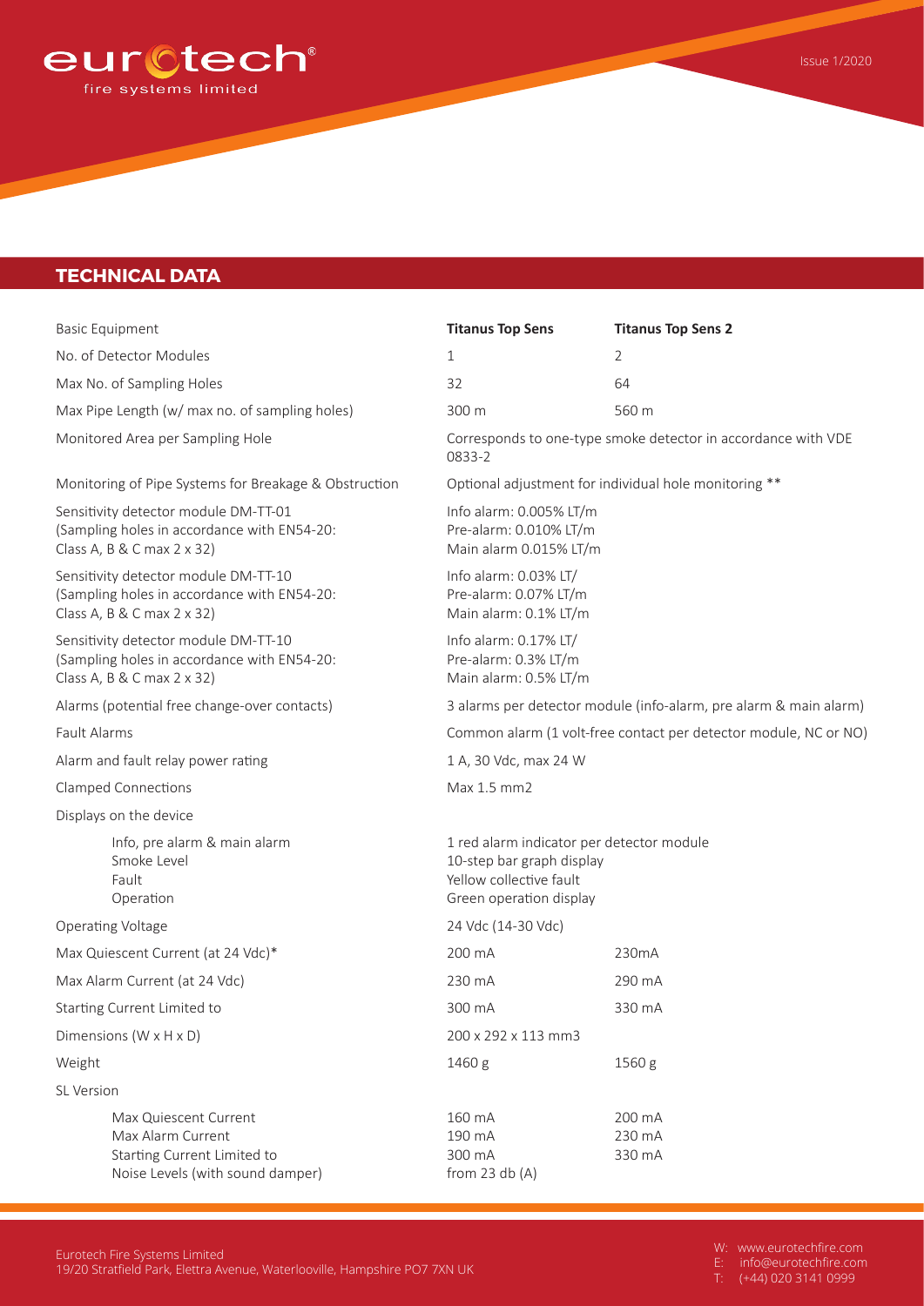## TECHNICAL DATA

| Basic Equipment | Titanus Top Sens | Titanus Top Sens 2 |
|---|---|---|
| No. of Detector Modules | 1 | 2 |
| Max No. of Sampling Holes | 32 | 64 |
| Max Pipe Length (w/ max no. of sampling holes) | 300 m | 560 m |
| Monitored Area per Sampling Hole | Corresponds to one-type smoke detector in accordance with VDE 0833-2 | |
| Monitoring of Pipe Systems for Breakage & Obstruction | Optional adjustment for individual hole monitoring ** | |
| Sensitivity detector module DM-TT-01 (Sampling holes in accordance with EN54-20: Class A, B & C max 2 x 32) | Info alarm: 0.005% LT/m<br>Pre-alarm: 0.010% LT/m<br>Main alarm 0.015% LT/m | |
| Sensitivity detector module DM-TT-10 (Sampling holes in accordance with EN54-20: Class A, B & C max 2 x 32) | Info alarm: 0.03% LT/<br>Pre-alarm: 0.07% LT/m<br>Main alarm: 0.1% LT/m | |
| Sensitivity detector module DM-TT-10 (Sampling holes in accordance with EN54-20: Class A, B & C max 2 x 32) | Info alarm: 0.17% LT/<br>Pre-alarm: 0.3% LT/m<br>Main alarm: 0.5% LT/m | |
| Alarms (potential free change-over contacts) | 3 alarms per detector module (info-alarm, pre alarm & main alarm) | |
| Fault Alarms | Common alarm (1 volt-free contact per detector module, NC or NO) | |
| Alarm and fault relay power rating | 1 A, 30 Vdc, max 24 W | |
| Clamped Connections | Max 1.5 mm2 | |
| Displays on the device | | |
| Info, pre alarm & main alarm<br>Smoke Level<br>Fault<br>Operation | 1 red alarm indicator per detector module<br>10-step bar graph display<br>Yellow collective fault<br>Green operation display | |
| Operating Voltage | 24 Vdc (14-30 Vdc) | |
| Max Quiescent Current (at 24 Vdc)* | 200 mA | 230mA |
| Max Alarm Current (at 24 Vdc) | 230 mA | 290 mA |
| Starting Current Limited to | 300 mA | 330 mA |
| Dimensions (W x H x D) | 200 x 292 x 113 mm3 | |
| Weight | 1460 g | 1560 g |
| SL Version | | |
| Max Quiescent Current<br>Max Alarm Current<br>Starting Current Limited to<br>Noise Levels (with sound damper) | 160 mA<br>190 mA<br>300 mA<br>from 23 db (A) | 200 mA<br>230 mA<br>330 mA |

Eurotech Fire Systems Limited
19/20 Stratfield Park, Elettra Avenue, Waterlooville, Hampshire PO7 7XN UK

W: www.eurotechfire.com
E: info@eurotechfire.com
T: (+44) 020 3141 0999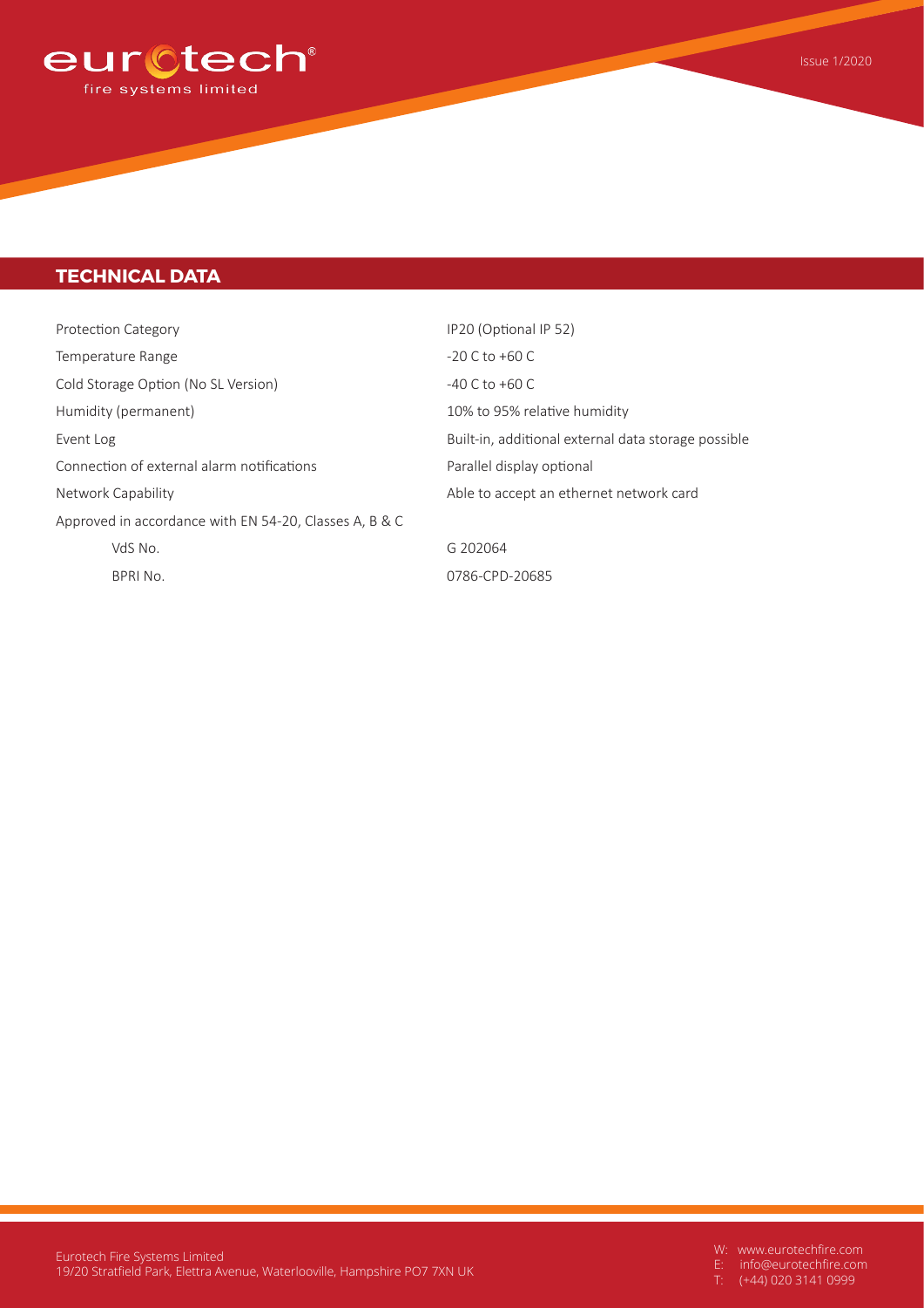## TECHNICAL DATA

| | |
|---|---|
| Protection Category | IP20 (Optional IP 52) |
| Temperature Range | -20 C to +60 C |
| Cold Storage Option (No SL Version) | -40 C to +60 C |
| Humidity (permanent) | 10% to 95% relative humidity |
| Event Log | Built-in, additional external data storage possible |
| Connection of external alarm notifications | Parallel display optional |
| Network Capability | Able to accept an ethernet network card |
| Approved in accordance with EN 54-20, Classes A, B & C | |
| VdS No. | G 202064 |
| BPRI No. | 0786-CPD-20685 |

Eurotech Fire Systems Limited
19/20 Stratfield Park, Elettra Avenue, Waterlooville, Hampshire PO7 7XN UK

W: www.eurotechfire.com
E: info@eurotechfire.com
T: (+44) 020 3141 0999